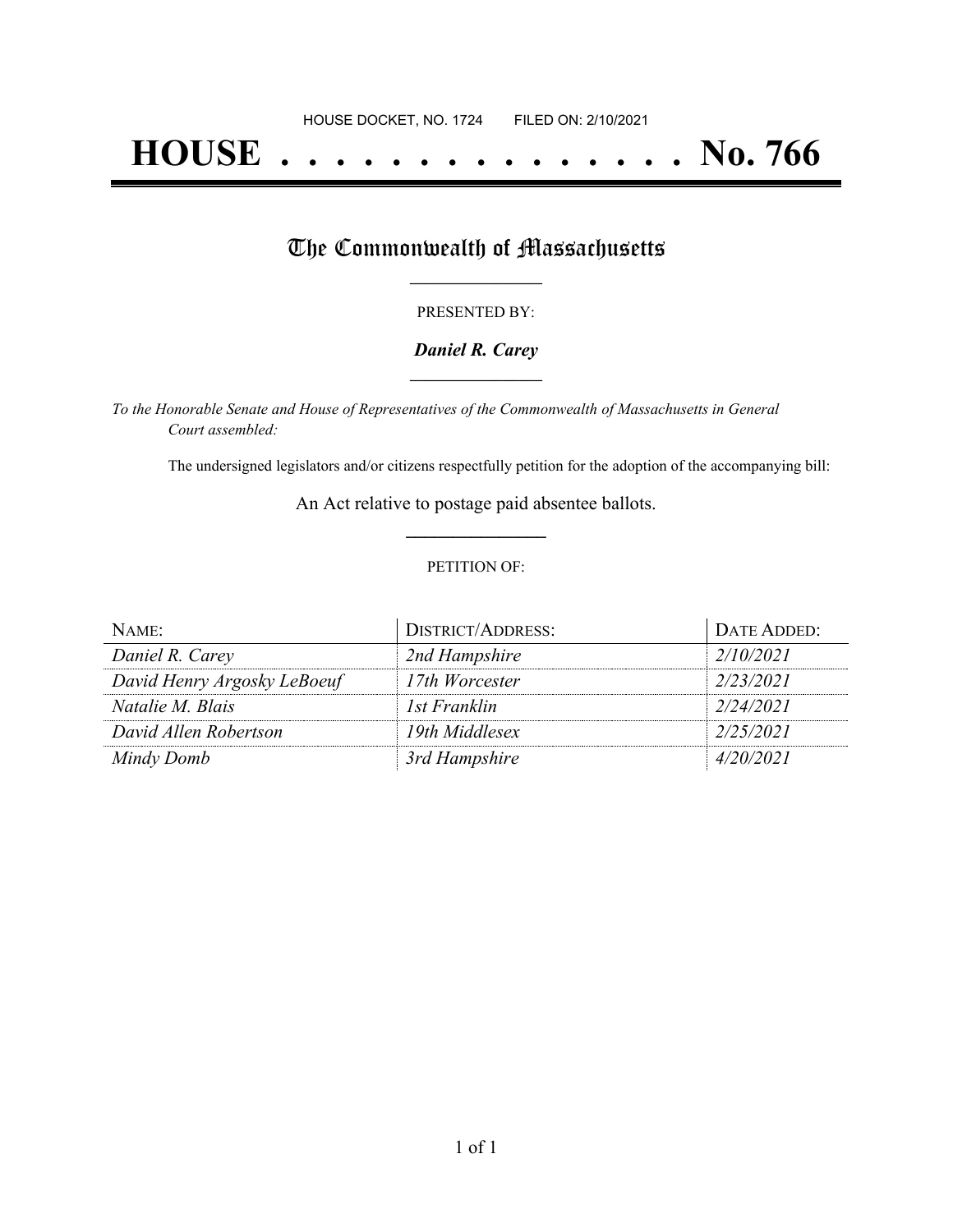HOUSE DOCKET, NO. 1724 FILED ON: 2/10/2021

# HOUSE . . . . . . . . . . . . . . . No. 766

## The Commonwealth of Massachusetts

PRESENTED BY:

***Daniel R. Carey***

*To the Honorable Senate and House of Representatives of the Commonwealth of Massachusetts in General Court assembled:*

The undersigned legislators and/or citizens respectfully petition for the adoption of the accompanying bill:

An Act relative to postage paid absentee ballots.

PETITION OF:

| NAME: | DISTRICT/ADDRESS: | DATE ADDED: |
|---|---|---|
| *Daniel R. Carey* | *2nd Hampshire* | *2/10/2021* |
| *David Henry Argosky LeBoeuf* | *17th Worcester* | *2/23/2021* |
| *Natalie M. Blais* | *1st Franklin* | *2/24/2021* |
| *David Allen Robertson* | *19th Middlesex* | *2/25/2021* |
| *Mindy Domb* | *3rd Hampshire* | *4/20/2021* |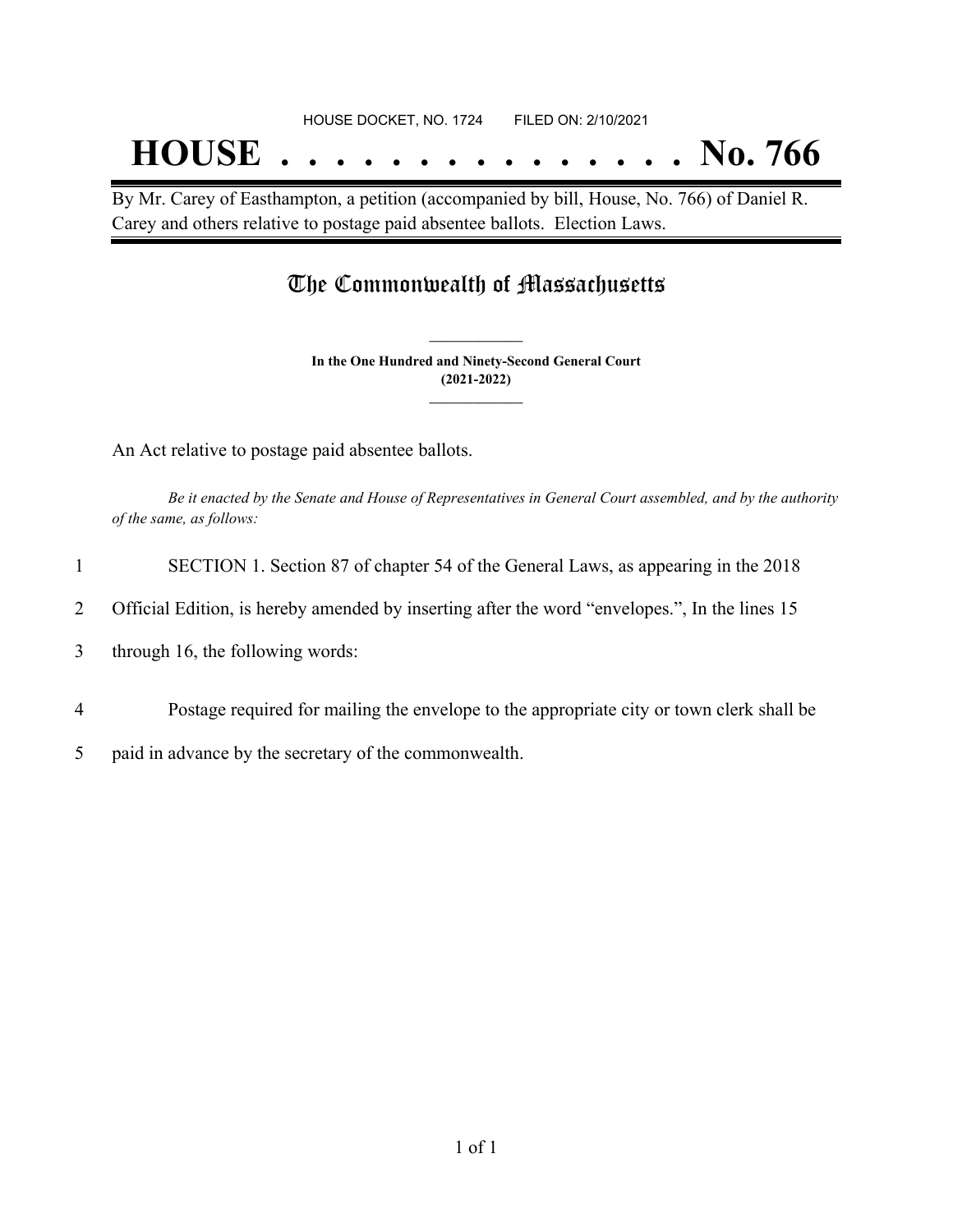HOUSE DOCKET, NO. 1724 FILED ON: 2/10/2021

# HOUSE . . . . . . . . . . . . . . . No. 766

By Mr. Carey of Easthampton, a petition (accompanied by bill, House, No. 766) of Daniel R. Carey and others relative to postage paid absentee ballots. Election Laws.

## The Commonwealth of Massachusetts

**In the One Hundred and Ninety-Second General Court**
**(2021-2022)**

An Act relative to postage paid absentee ballots.

*Be it enacted by the Senate and House of Representatives in General Court assembled, and by the authority of the same, as follows:*

1 SECTION 1. Section 87 of chapter 54 of the General Laws, as appearing in the 2018
2 Official Edition, is hereby amended by inserting after the word "envelopes.", In the lines 15
3 through 16, the following words:

4 Postage required for mailing the envelope to the appropriate city or town clerk shall be
5 paid in advance by the secretary of the commonwealth.